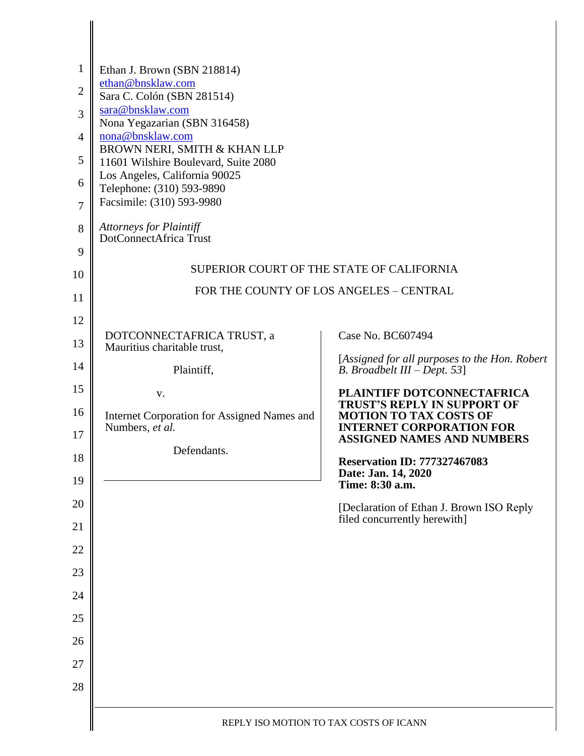Ethan J. Brown (SBN 218814)
ethan@bnsklaw.com
Sara C. Colón (SBN 281514)
sara@bnsklaw.com
Nona Yegazarian (SBN 316458)
nona@bnsklaw.com
BROWN NERI, SMITH & KHAN LLP
11601 Wilshire Boulevard, Suite 2080
Los Angeles, California 90025
Telephone: (310) 593-9890
Facsimile: (310) 593-9980

*Attorneys for Plaintiff*
DotConnectAfrica Trust

SUPERIOR COURT OF THE STATE OF CALIFORNIA

FOR THE COUNTY OF LOS ANGELES – CENTRAL

DOTCONNECTAFRICA TRUST, a Mauritius charitable trust,

Plaintiff,

v.

Internet Corporation for Assigned Names and Numbers, *et al.*

Defendants.

Case No. BC607494

[*Assigned for all purposes to the Hon. Robert B. Broadbelt III – Dept. 53*]

**PLAINTIFF DOTCONNECTAFRICA TRUST'S REPLY IN SUPPORT OF MOTION TO TAX COSTS OF INTERNET CORPORATION FOR ASSIGNED NAMES AND NUMBERS**

**Reservation ID: 777327467083**
**Date: Jan. 14, 2020**
**Time: 8:30 a.m.**

[Declaration of Ethan J. Brown ISO Reply filed concurrently herewith]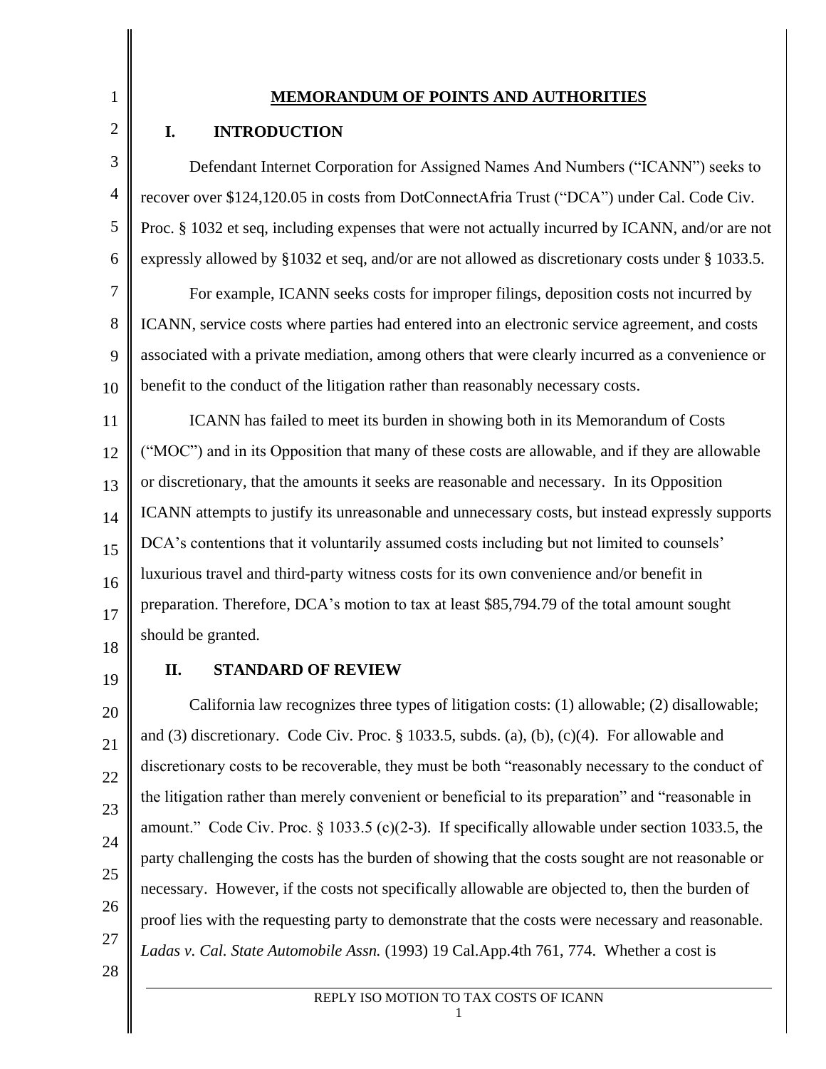# MEMORANDUM OF POINTS AND AUTHORITIES

## I. INTRODUCTION

Defendant Internet Corporation for Assigned Names And Numbers ("ICANN") seeks to recover over $124,120.05 in costs from DotConnectAfria Trust ("DCA") under Cal. Code Civ. Proc. § 1032 et seq, including expenses that were not actually incurred by ICANN, and/or are not expressly allowed by §1032 et seq, and/or are not allowed as discretionary costs under § 1033.5.

For example, ICANN seeks costs for improper filings, deposition costs not incurred by ICANN, service costs where parties had entered into an electronic service agreement, and costs associated with a private mediation, among others that were clearly incurred as a convenience or benefit to the conduct of the litigation rather than reasonably necessary costs.

ICANN has failed to meet its burden in showing both in its Memorandum of Costs ("MOC") and in its Opposition that many of these costs are allowable, and if they are allowable or discretionary, that the amounts it seeks are reasonable and necessary. In its Opposition ICANN attempts to justify its unreasonable and unnecessary costs, but instead expressly supports DCA's contentions that it voluntarily assumed costs including but not limited to counsels' luxurious travel and third-party witness costs for its own convenience and/or benefit in preparation. Therefore, DCA's motion to tax at least $85,794.79 of the total amount sought should be granted.

## II. STANDARD OF REVIEW

California law recognizes three types of litigation costs: (1) allowable; (2) disallowable; and (3) discretionary. Code Civ. Proc. § 1033.5, subds. (a), (b), (c)(4). For allowable and discretionary costs to be recoverable, they must be both "reasonably necessary to the conduct of the litigation rather than merely convenient or beneficial to its preparation" and "reasonable in amount." Code Civ. Proc. § 1033.5 (c)(2-3). If specifically allowable under section 1033.5, the party challenging the costs has the burden of showing that the costs sought are not reasonable or necessary. However, if the costs not specifically allowable are objected to, then the burden of proof lies with the requesting party to demonstrate that the costs were necessary and reasonable. *Ladas v. Cal. State Automobile Assn.* (1993) 19 Cal.App.4th 761, 774. Whether a cost is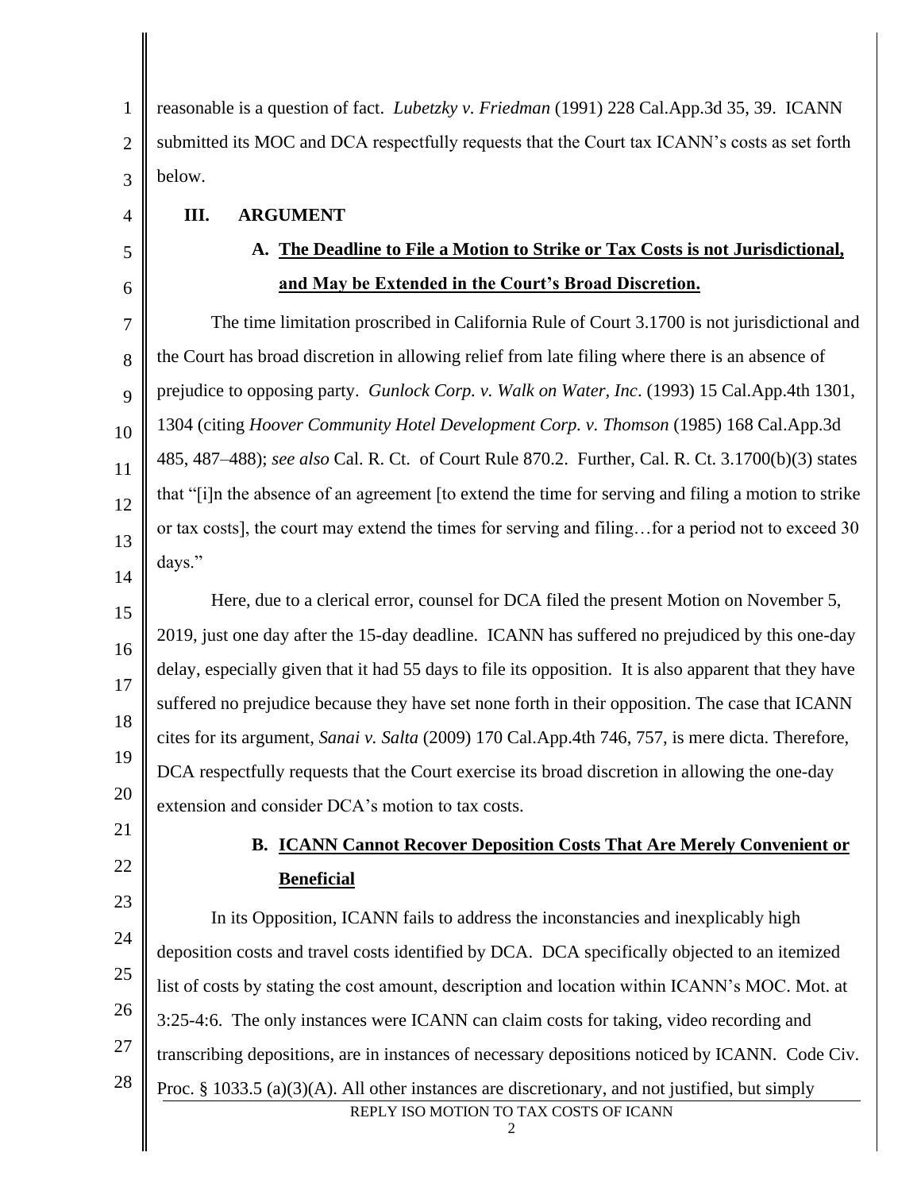reasonable is a question of fact. *Lubetzky v. Friedman* (1991) 228 Cal.App.3d 35, 39. ICANN submitted its MOC and DCA respectfully requests that the Court tax ICANN's costs as set forth below.

## III. ARGUMENT

### A. The Deadline to File a Motion to Strike or Tax Costs is not Jurisdictional, and May be Extended in the Court's Broad Discretion.

The time limitation proscribed in California Rule of Court 3.1700 is not jurisdictional and the Court has broad discretion in allowing relief from late filing where there is an absence of prejudice to opposing party. *Gunlock Corp. v. Walk on Water, Inc*. (1993) 15 Cal.App.4th 1301, 1304 (citing *Hoover Community Hotel Development Corp. v. Thomson* (1985) 168 Cal.App.3d 485, 487–488); *see also* Cal. R. Ct. of Court Rule 870.2. Further, Cal. R. Ct. 3.1700(b)(3) states that "[i]n the absence of an agreement [to extend the time for serving and filing a motion to strike or tax costs], the court may extend the times for serving and filing…for a period not to exceed 30 days."

Here, due to a clerical error, counsel for DCA filed the present Motion on November 5, 2019, just one day after the 15-day deadline. ICANN has suffered no prejudiced by this one-day delay, especially given that it had 55 days to file its opposition. It is also apparent that they have suffered no prejudice because they have set none forth in their opposition. The case that ICANN cites for its argument, *Sanai v. Salta* (2009) 170 Cal.App.4th 746, 757, is mere dicta. Therefore, DCA respectfully requests that the Court exercise its broad discretion in allowing the one-day extension and consider DCA's motion to tax costs.

### B. ICANN Cannot Recover Deposition Costs That Are Merely Convenient or Beneficial

In its Opposition, ICANN fails to address the inconstancies and inexplicably high deposition costs and travel costs identified by DCA. DCA specifically objected to an itemized list of costs by stating the cost amount, description and location within ICANN's MOC. Mot. at 3:25-4:6. The only instances were ICANN can claim costs for taking, video recording and transcribing depositions, are in instances of necessary depositions noticed by ICANN. Code Civ. Proc. § 1033.5 (a)(3)(A). All other instances are discretionary, and not justified, but simply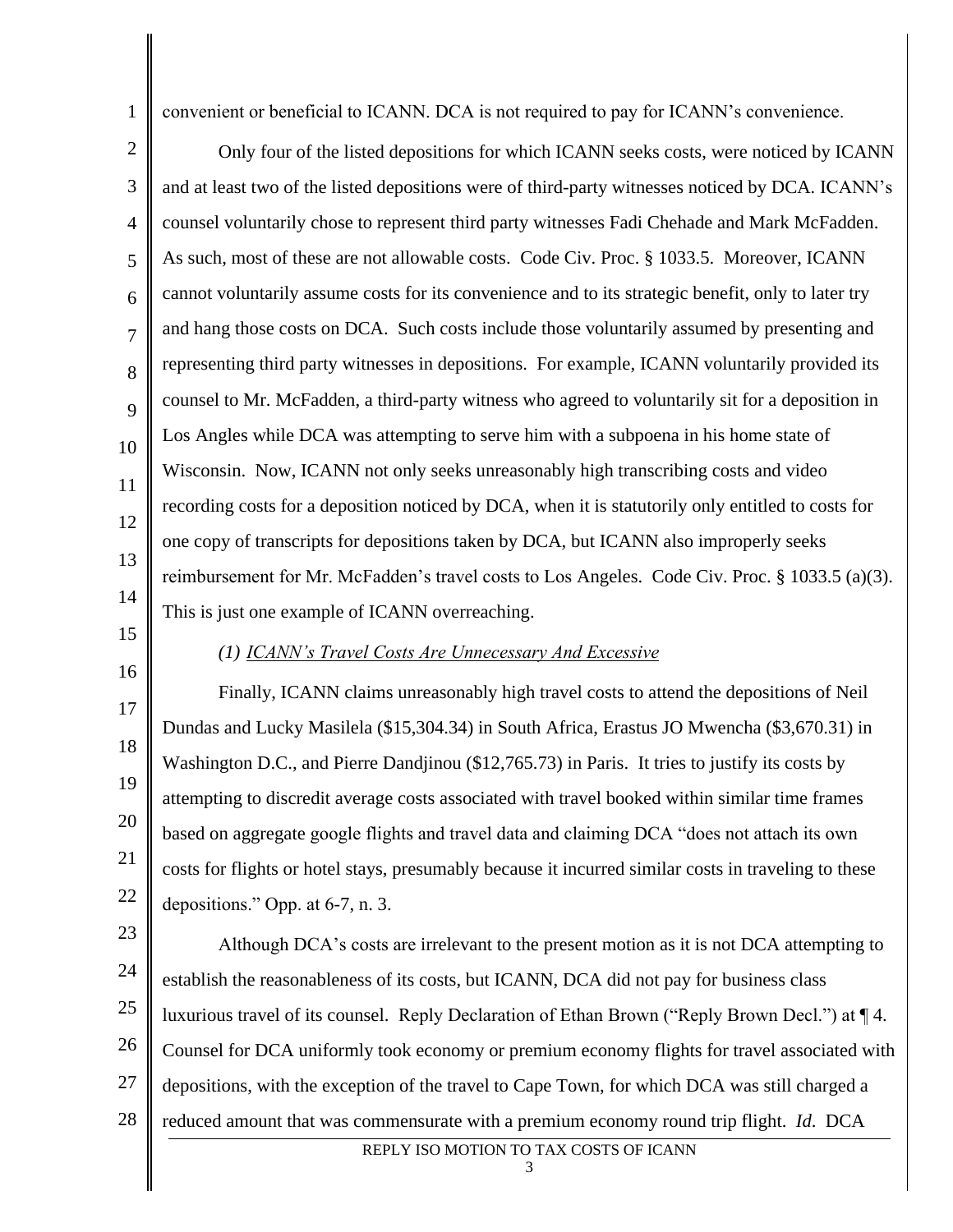convenient or beneficial to ICANN. DCA is not required to pay for ICANN's convenience.

Only four of the listed depositions for which ICANN seeks costs, were noticed by ICANN and at least two of the listed depositions were of third-party witnesses noticed by DCA. ICANN's counsel voluntarily chose to represent third party witnesses Fadi Chehade and Mark McFadden. As such, most of these are not allowable costs. Code Civ. Proc. § 1033.5. Moreover, ICANN cannot voluntarily assume costs for its convenience and to its strategic benefit, only to later try and hang those costs on DCA. Such costs include those voluntarily assumed by presenting and representing third party witnesses in depositions. For example, ICANN voluntarily provided its counsel to Mr. McFadden, a third-party witness who agreed to voluntarily sit for a deposition in Los Angles while DCA was attempting to serve him with a subpoena in his home state of Wisconsin. Now, ICANN not only seeks unreasonably high transcribing costs and video recording costs for a deposition noticed by DCA, when it is statutorily only entitled to costs for one copy of transcripts for depositions taken by DCA, but ICANN also improperly seeks reimbursement for Mr. McFadden's travel costs to Los Angeles. Code Civ. Proc. § 1033.5 (a)(3). This is just one example of ICANN overreaching.

*(1) <u>ICANN's Travel Costs Are Unnecessary And Excessive</u>*

Finally, ICANN claims unreasonably high travel costs to attend the depositions of Neil Dundas and Lucky Masilela ($15,304.34) in South Africa, Erastus JO Mwencha ($3,670.31) in Washington D.C., and Pierre Dandjinou ($12,765.73) in Paris. It tries to justify its costs by attempting to discredit average costs associated with travel booked within similar time frames based on aggregate google flights and travel data and claiming DCA "does not attach its own costs for flights or hotel stays, presumably because it incurred similar costs in traveling to these depositions." Opp. at 6-7, n. 3.

Although DCA's costs are irrelevant to the present motion as it is not DCA attempting to establish the reasonableness of its costs, but ICANN, DCA did not pay for business class luxurious travel of its counsel. Reply Declaration of Ethan Brown ("Reply Brown Decl.") at ¶ 4. Counsel for DCA uniformly took economy or premium economy flights for travel associated with depositions, with the exception of the travel to Cape Town, for which DCA was still charged a reduced amount that was commensurate with a premium economy round trip flight. *Id*. DCA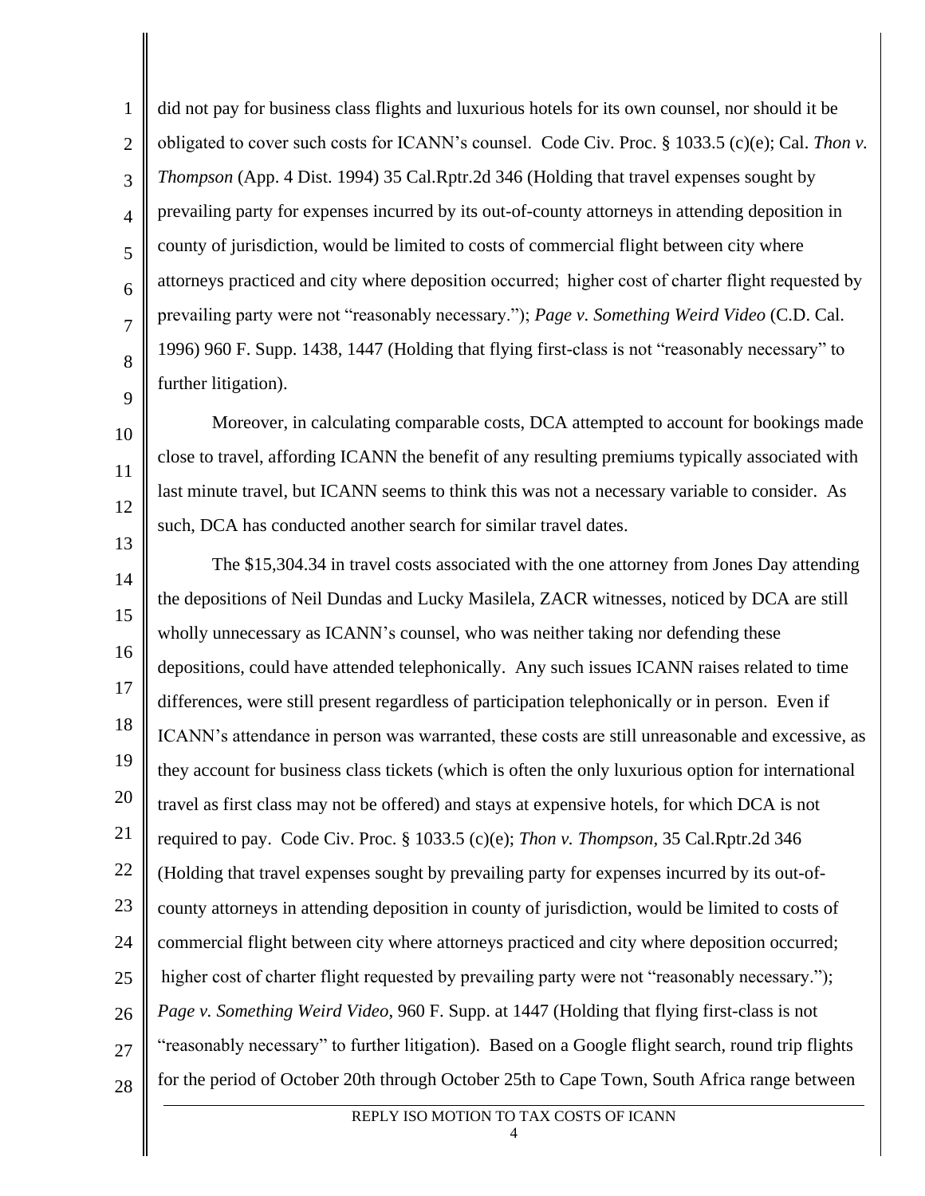did not pay for business class flights and luxurious hotels for its own counsel, nor should it be obligated to cover such costs for ICANN's counsel. Code Civ. Proc. § 1033.5 (c)(e); Cal. *Thon v. Thompson* (App. 4 Dist. 1994) 35 Cal.Rptr.2d 346 (Holding that travel expenses sought by prevailing party for expenses incurred by its out-of-county attorneys in attending deposition in county of jurisdiction, would be limited to costs of commercial flight between city where attorneys practiced and city where deposition occurred; higher cost of charter flight requested by prevailing party were not "reasonably necessary."); *Page v. Something Weird Video* (C.D. Cal. 1996) 960 F. Supp. 1438, 1447 (Holding that flying first-class is not "reasonably necessary" to further litigation).

Moreover, in calculating comparable costs, DCA attempted to account for bookings made close to travel, affording ICANN the benefit of any resulting premiums typically associated with last minute travel, but ICANN seems to think this was not a necessary variable to consider. As such, DCA has conducted another search for similar travel dates.

The $15,304.34 in travel costs associated with the one attorney from Jones Day attending the depositions of Neil Dundas and Lucky Masilela, ZACR witnesses, noticed by DCA are still wholly unnecessary as ICANN's counsel, who was neither taking nor defending these depositions, could have attended telephonically. Any such issues ICANN raises related to time differences, were still present regardless of participation telephonically or in person. Even if ICANN's attendance in person was warranted, these costs are still unreasonable and excessive, as they account for business class tickets (which is often the only luxurious option for international travel as first class may not be offered) and stays at expensive hotels, for which DCA is not required to pay. Code Civ. Proc. § 1033.5 (c)(e); *Thon v. Thompson*, 35 Cal.Rptr.2d 346 (Holding that travel expenses sought by prevailing party for expenses incurred by its out-of-county attorneys in attending deposition in county of jurisdiction, would be limited to costs of commercial flight between city where attorneys practiced and city where deposition occurred; higher cost of charter flight requested by prevailing party were not "reasonably necessary."); *Page v. Something Weird Video*, 960 F. Supp. at 1447 (Holding that flying first-class is not "reasonably necessary" to further litigation). Based on a Google flight search, round trip flights for the period of October 20th through October 25th to Cape Town, South Africa range between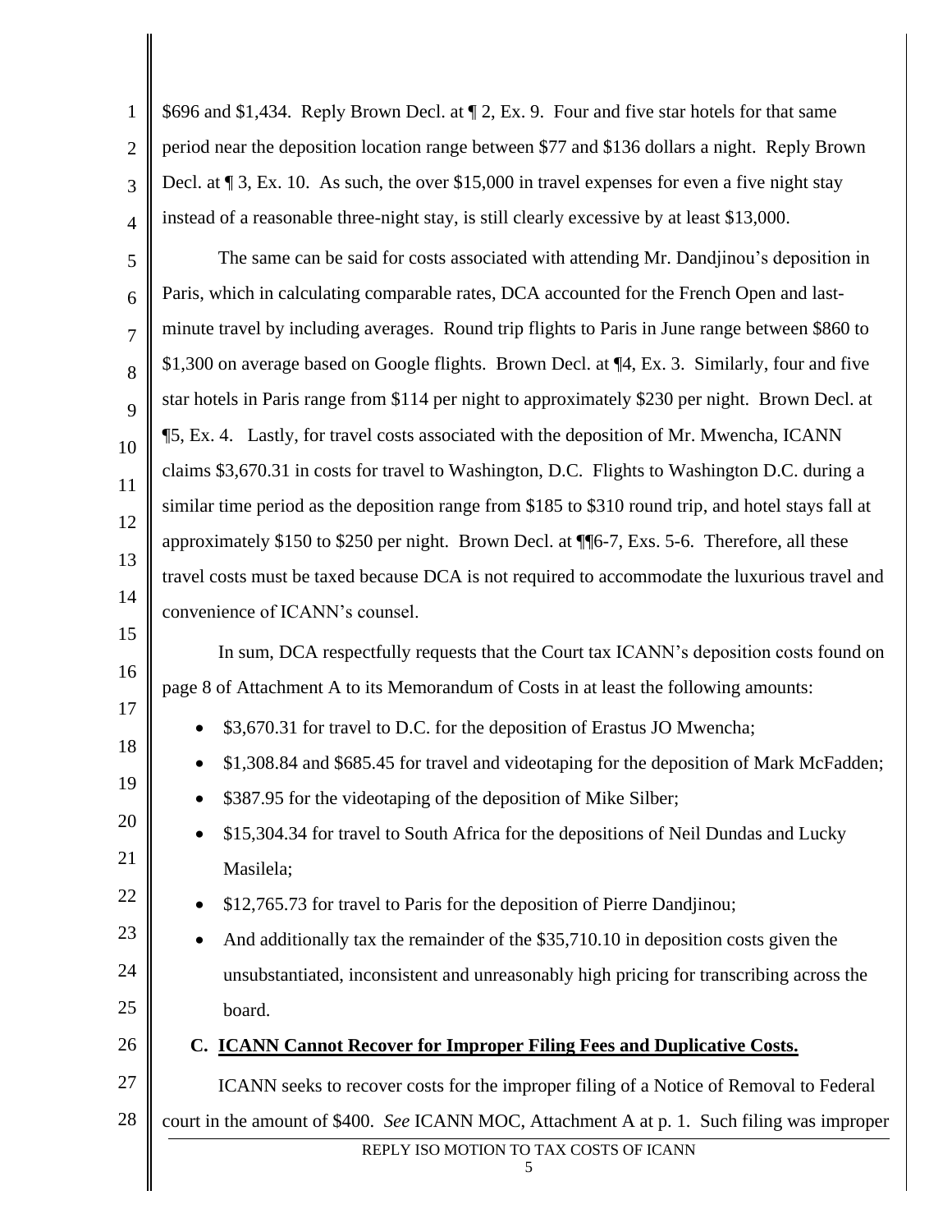$696 and $1,434. Reply Brown Decl. at ¶ 2, Ex. 9. Four and five star hotels for that same period near the deposition location range between $77 and $136 dollars a night. Reply Brown Decl. at ¶ 3, Ex. 10. As such, the over $15,000 in travel expenses for even a five night stay instead of a reasonable three-night stay, is still clearly excessive by at least $13,000.

The same can be said for costs associated with attending Mr. Dandjinou's deposition in Paris, which in calculating comparable rates, DCA accounted for the French Open and last-minute travel by including averages. Round trip flights to Paris in June range between $860 to $1,300 on average based on Google flights. Brown Decl. at ¶4, Ex. 3. Similarly, four and five star hotels in Paris range from $114 per night to approximately $230 per night. Brown Decl. at ¶5, Ex. 4. Lastly, for travel costs associated with the deposition of Mr. Mwencha, ICANN claims $3,670.31 in costs for travel to Washington, D.C. Flights to Washington D.C. during a similar time period as the deposition range from $185 to $310 round trip, and hotel stays fall at approximately $150 to $250 per night. Brown Decl. at ¶¶6-7, Exs. 5-6. Therefore, all these travel costs must be taxed because DCA is not required to accommodate the luxurious travel and convenience of ICANN's counsel.

In sum, DCA respectfully requests that the Court tax ICANN's deposition costs found on page 8 of Attachment A to its Memorandum of Costs in at least the following amounts:

- $3,670.31 for travel to D.C. for the deposition of Erastus JO Mwencha;
- $1,308.84 and $685.45 for travel and videotaping for the deposition of Mark McFadden;
- $387.95 for the videotaping of the deposition of Mike Silber;
- $15,304.34 for travel to South Africa for the depositions of Neil Dundas and Lucky Masilela;
- $12,765.73 for travel to Paris for the deposition of Pierre Dandjinou;
- And additionally tax the remainder of the $35,710.10 in deposition costs given the unsubstantiated, inconsistent and unreasonably high pricing for transcribing across the board.

### C. <u>ICANN Cannot Recover for Improper Filing Fees and Duplicative Costs.</u>

ICANN seeks to recover costs for the improper filing of a Notice of Removal to Federal court in the amount of $400. *See* ICANN MOC, Attachment A at p. 1. Such filing was improper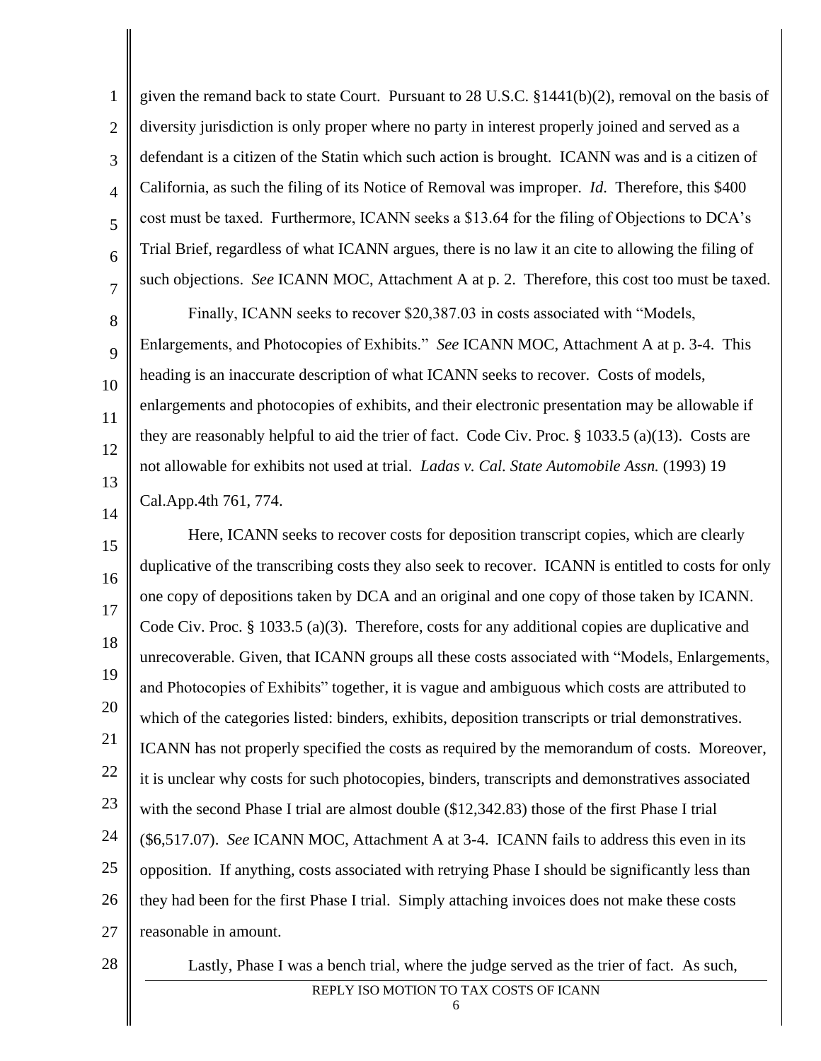given the remand back to state Court. Pursuant to 28 U.S.C. §1441(b)(2), removal on the basis of diversity jurisdiction is only proper where no party in interest properly joined and served as a defendant is a citizen of the Statin which such action is brought. ICANN was and is a citizen of California, as such the filing of its Notice of Removal was improper. *Id*. Therefore, this $400 cost must be taxed. Furthermore, ICANN seeks a $13.64 for the filing of Objections to DCA's Trial Brief, regardless of what ICANN argues, there is no law it an cite to allowing the filing of such objections. *See* ICANN MOC, Attachment A at p. 2. Therefore, this cost too must be taxed.

Finally, ICANN seeks to recover $20,387.03 in costs associated with "Models, Enlargements, and Photocopies of Exhibits." *See* ICANN MOC, Attachment A at p. 3-4. This heading is an inaccurate description of what ICANN seeks to recover. Costs of models, enlargements and photocopies of exhibits, and their electronic presentation may be allowable if they are reasonably helpful to aid the trier of fact. Code Civ. Proc. § 1033.5 (a)(13). Costs are not allowable for exhibits not used at trial. *Ladas v. Cal. State Automobile Assn.* (1993) 19 Cal.App.4th 761, 774.

Here, ICANN seeks to recover costs for deposition transcript copies, which are clearly duplicative of the transcribing costs they also seek to recover. ICANN is entitled to costs for only one copy of depositions taken by DCA and an original and one copy of those taken by ICANN. Code Civ. Proc. § 1033.5 (a)(3). Therefore, costs for any additional copies are duplicative and unrecoverable. Given, that ICANN groups all these costs associated with "Models, Enlargements, and Photocopies of Exhibits" together, it is vague and ambiguous which costs are attributed to which of the categories listed: binders, exhibits, deposition transcripts or trial demonstratives. ICANN has not properly specified the costs as required by the memorandum of costs. Moreover, it is unclear why costs for such photocopies, binders, transcripts and demonstratives associated with the second Phase I trial are almost double ($12,342.83) those of the first Phase I trial ($6,517.07). *See* ICANN MOC, Attachment A at 3-4. ICANN fails to address this even in its opposition. If anything, costs associated with retrying Phase I should be significantly less than they had been for the first Phase I trial. Simply attaching invoices does not make these costs reasonable in amount.

Lastly, Phase I was a bench trial, where the judge served as the trier of fact. As such,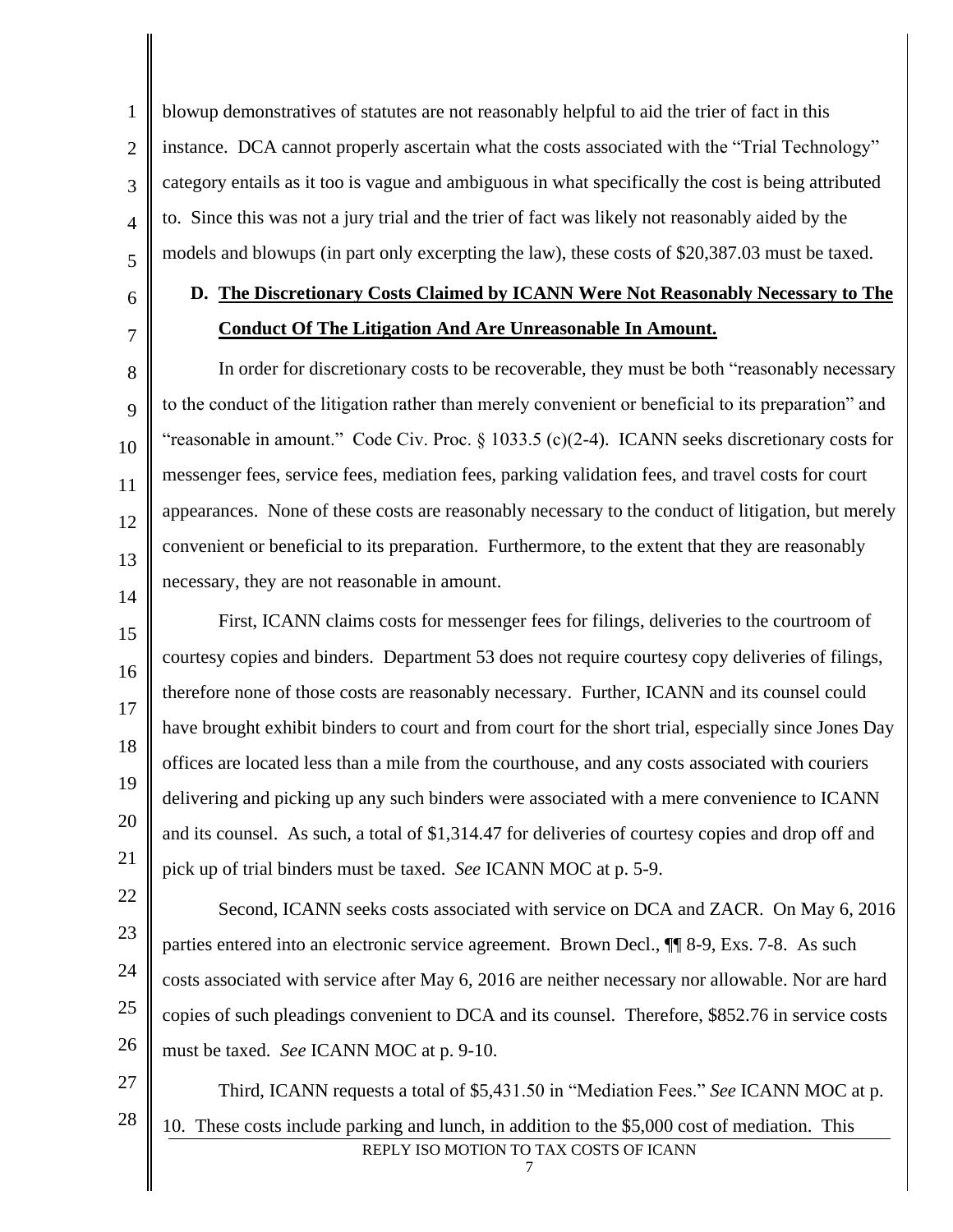blowup demonstratives of statutes are not reasonably helpful to aid the trier of fact in this instance. DCA cannot properly ascertain what the costs associated with the "Trial Technology" category entails as it too is vague and ambiguous in what specifically the cost is being attributed to. Since this was not a jury trial and the trier of fact was likely not reasonably aided by the models and blowups (in part only excerpting the law), these costs of $20,387.03 must be taxed.

### D. **The Discretionary Costs Claimed by ICANN Were Not Reasonably Necessary to The Conduct Of The Litigation And Are Unreasonable In Amount.**

In order for discretionary costs to be recoverable, they must be both "reasonably necessary to the conduct of the litigation rather than merely convenient or beneficial to its preparation" and "reasonable in amount." Code Civ. Proc. § 1033.5 (c)(2-4). ICANN seeks discretionary costs for messenger fees, service fees, mediation fees, parking validation fees, and travel costs for court appearances. None of these costs are reasonably necessary to the conduct of litigation, but merely convenient or beneficial to its preparation. Furthermore, to the extent that they are reasonably necessary, they are not reasonable in amount.

First, ICANN claims costs for messenger fees for filings, deliveries to the courtroom of courtesy copies and binders. Department 53 does not require courtesy copy deliveries of filings, therefore none of those costs are reasonably necessary. Further, ICANN and its counsel could have brought exhibit binders to court and from court for the short trial, especially since Jones Day offices are located less than a mile from the courthouse, and any costs associated with couriers delivering and picking up any such binders were associated with a mere convenience to ICANN and its counsel. As such, a total of $1,314.47 for deliveries of courtesy copies and drop off and pick up of trial binders must be taxed. *See* ICANN MOC at p. 5-9.

Second, ICANN seeks costs associated with service on DCA and ZACR. On May 6, 2016 parties entered into an electronic service agreement. Brown Decl., ¶¶ 8-9, Exs. 7-8. As such costs associated with service after May 6, 2016 are neither necessary nor allowable. Nor are hard copies of such pleadings convenient to DCA and its counsel. Therefore, $852.76 in service costs must be taxed. *See* ICANN MOC at p. 9-10.

Third, ICANN requests a total of $5,431.50 in "Mediation Fees." *See* ICANN MOC at p. 10. These costs include parking and lunch, in addition to the $5,000 cost of mediation. This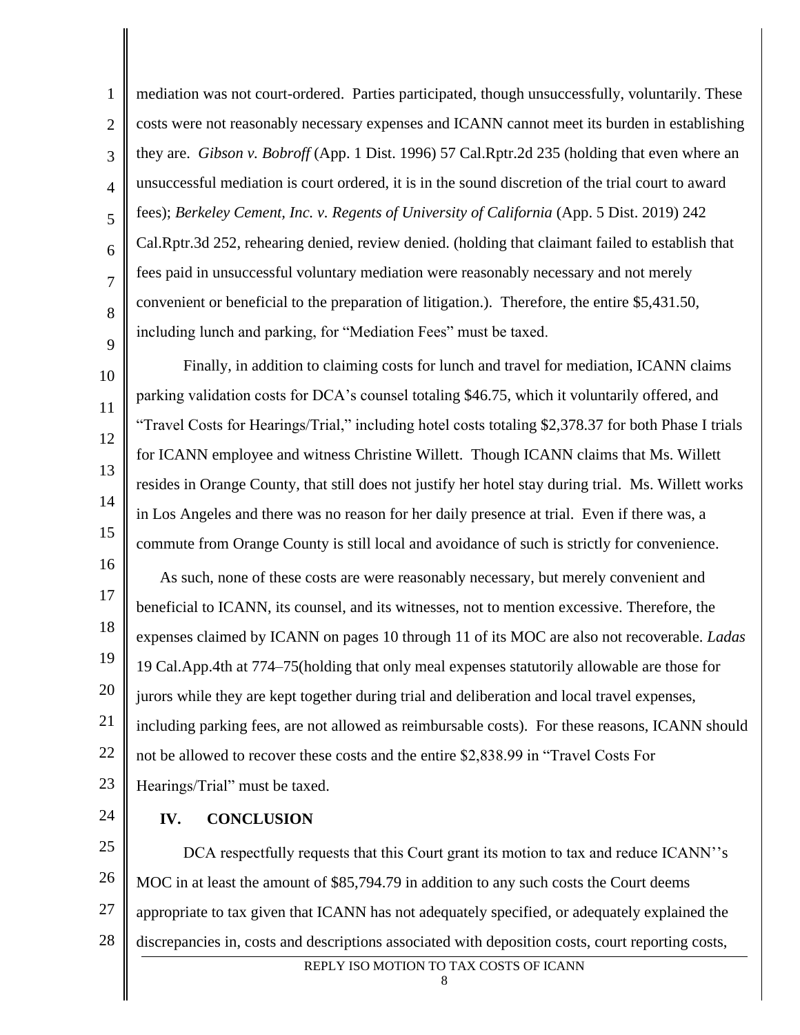mediation was not court-ordered. Parties participated, though unsuccessfully, voluntarily. These costs were not reasonably necessary expenses and ICANN cannot meet its burden in establishing they are. *Gibson v. Bobroff* (App. 1 Dist. 1996) 57 Cal.Rptr.2d 235 (holding that even where an unsuccessful mediation is court ordered, it is in the sound discretion of the trial court to award fees); *Berkeley Cement, Inc. v. Regents of University of California* (App. 5 Dist. 2019) 242 Cal.Rptr.3d 252, rehearing denied, review denied. (holding that claimant failed to establish that fees paid in unsuccessful voluntary mediation were reasonably necessary and not merely convenient or beneficial to the preparation of litigation.). Therefore, the entire $5,431.50, including lunch and parking, for "Mediation Fees" must be taxed.

Finally, in addition to claiming costs for lunch and travel for mediation, ICANN claims parking validation costs for DCA's counsel totaling $46.75, which it voluntarily offered, and "Travel Costs for Hearings/Trial," including hotel costs totaling $2,378.37 for both Phase I trials for ICANN employee and witness Christine Willett. Though ICANN claims that Ms. Willett resides in Orange County, that still does not justify her hotel stay during trial. Ms. Willett works in Los Angeles and there was no reason for her daily presence at trial. Even if there was, a commute from Orange County is still local and avoidance of such is strictly for convenience.

As such, none of these costs are were reasonably necessary, but merely convenient and beneficial to ICANN, its counsel, and its witnesses, not to mention excessive. Therefore, the expenses claimed by ICANN on pages 10 through 11 of its MOC are also not recoverable. *Ladas* 19 Cal.App.4th at 774–75(holding that only meal expenses statutorily allowable are those for jurors while they are kept together during trial and deliberation and local travel expenses, including parking fees, are not allowed as reimbursable costs). For these reasons, ICANN should not be allowed to recover these costs and the entire $2,838.99 in "Travel Costs For Hearings/Trial" must be taxed.

## IV. CONCLUSION

DCA respectfully requests that this Court grant its motion to tax and reduce ICANN''s MOC in at least the amount of $85,794.79 in addition to any such costs the Court deems appropriate to tax given that ICANN has not adequately specified, or adequately explained the discrepancies in, costs and descriptions associated with deposition costs, court reporting costs,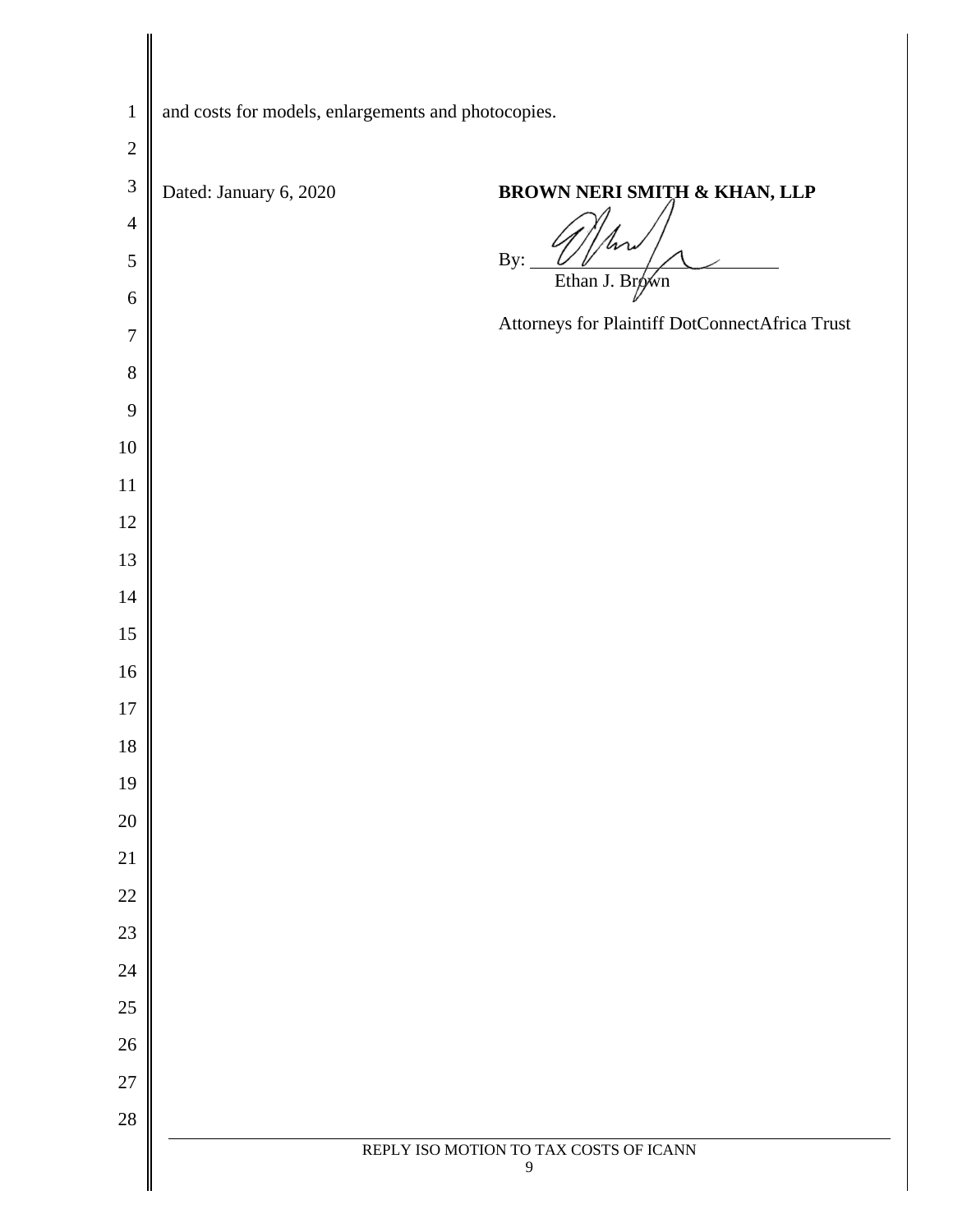and costs for models, enlargements and photocopies.

Dated: January 6, 2020

**BROWN NERI SMITH & KHAN, LLP**

By: ______________________
Ethan J. Brown

Attorneys for Plaintiff DotConnectAfrica Trust